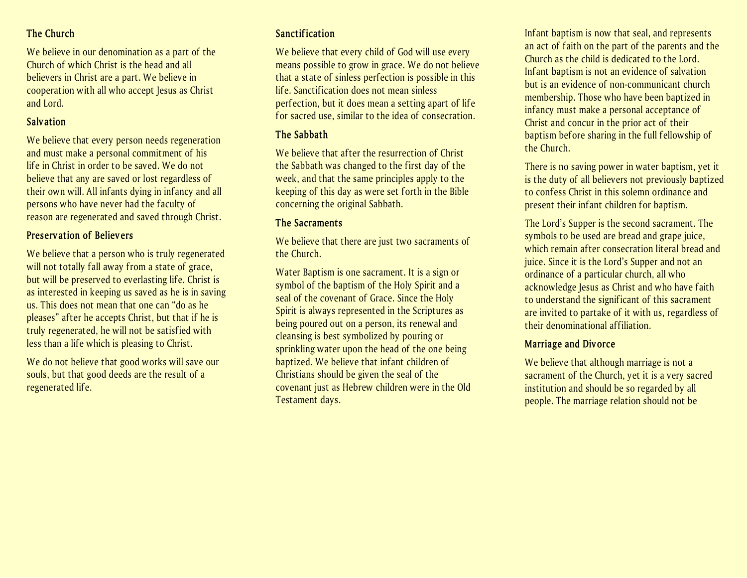## The Church

We believe in our denomination as a part of the Church of which Christ is the head and all believers in Christ are a part. We believe in cooperation with all who accept Jesus as Christ and Lord.

## Salvation

We believe that every person needs regeneration and must make a personal commitment of his life in Christ in order to be saved. We do not believe that any are saved or lost regardless of their own will. All infants dying in infancy and all persons who have never had the faculty of reason are regenerated and saved through Christ.

## Preservation of Believers

We believe that a person who is truly regenerated will not totally fall away from a state of grace, but will be preserved to everlasting life. Christ is as interested in keeping us saved as he is in saving us. This does not mean that one can "do as he pleases" after he accepts Christ, but that if he is truly regenerated, he will not be satisfied with less than a life which is pleasing to Christ.

We do not believe that good works will save our souls, but that good deeds are the result of a regenerated life.

## Sanctification

We believe that every child of God will use every means possible to grow in grace. We do not believe that a state of sinless perfection is possible in this life. Sanctification does not mean sinless perfection, but it does mean a setting apart of life for sacred use, similar to the idea of consecration.

## The Sabbath

We believe that after the resurrection of Christ the Sabbath was changed to the first day of the week, and that the same principles apply to the keeping of this day as were set forth in the Bible concerning the original Sabbath.

## The Sacraments

We believe that there are just two sacraments of the Church.

Water Baptism is one sacrament. It is a sign or symbol of the baptism of the Holy Spirit and a seal of the covenant of Grace. Since the Holy Spirit is always represented in the Scriptures as being poured out on a person, its renewal and cleansing is best symbolized by pouring or sprinkling water upon the head of the one being baptized. We believe that infant children of Christians should be given the seal of the covenant just as Hebrew children were in the Old Testament days.

Infant baptism is now that seal, and represents an act of faith on the part of the parents and the Church as the child is dedicated to the Lord. Infant baptism is not an evidence of salvation but is an evidence of non-communicant church membership. Those who have been baptized in infancy must make a personal acceptance of Christ and concur in the prior act of their baptism before sharing in the full fellowship of the Church.

There is no saving power in water baptism, yet it is the duty of all believers not previously baptized to confess Christ in this solemn ordinance and present their infant children for baptism.

The Lord's Supper is the second sacrament. The symbols to be used are bread and grape juice, which remain after consecration literal bread and juice. Since it is the Lord's Supper and not an ordinance of a particular church, all who acknowledge Jesus as Christ and who have faith to understand the significant of this sacrament are invited to partake of it with us, regardless of their denominational affiliation.

## Marriage and Divorce

We believe that although marriage is not a sacrament of the Church, yet it is a very sacred institution and should be so regarded by all people. The marriage relation should not be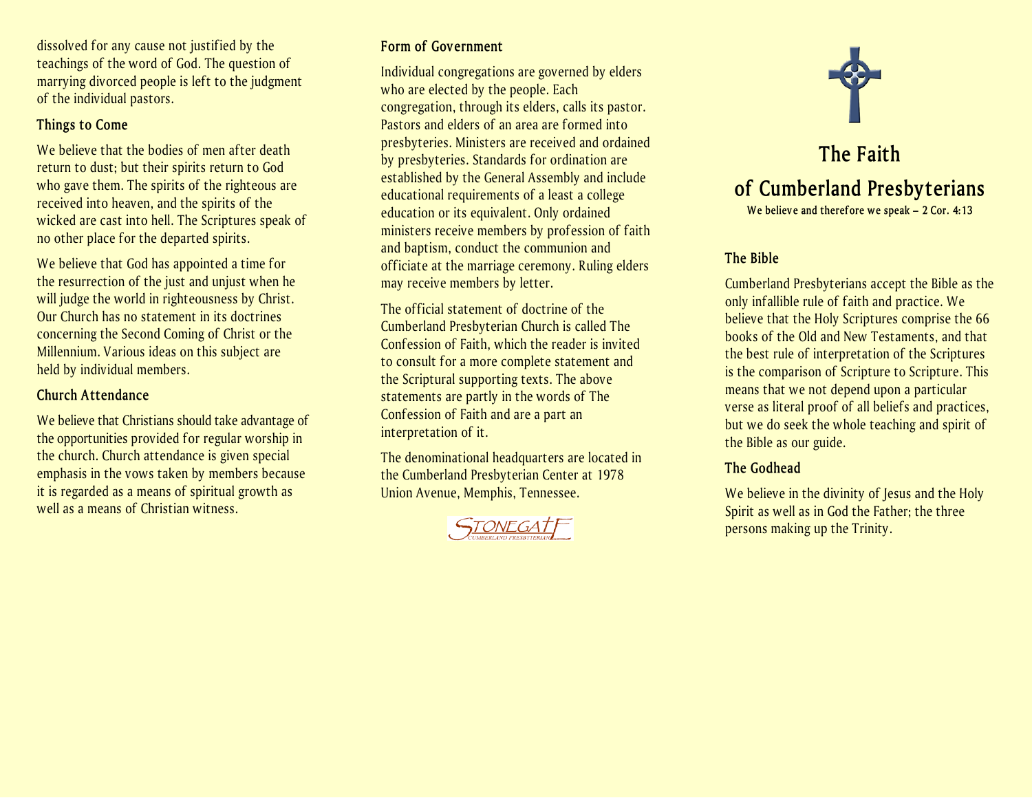dissolved for any cause not justified by the teachings of the word of God. The question of marrying divorced people is left to the judgment of the individual pastors.

### Things to Come

We believe that the bodies of men after death return to dust; but their spirits return to God who gave them. The spirits of the righteous are received into heaven, and the spirits of the wicked are cast into hell. The Scriptures speak of no other place for the departed spirits.

We believe that God has appointed a time for the resurrection of the just and unjust when he will judge the world in righteousness by Christ. Our Church has no statement in its doctrines concerning the Second Coming of Christ or the Millennium. Various ideas on this subject are held by individual members.

### Church Attendance

We believe that Christians should take advantage of the opportunities provided for regular worship in the church. Church attendance is given special emphasis in the vows taken by members because it is regarded as a means of spiritual growth as well as a means of Christian witness.

### Form of Government

Individual congregations are governed by elders who are elected by the people. Each congregation, through its elders, calls its pastor. Pastors and elders of an area are formed into presbyteries. Ministers are received and ordained by presbyteries. Standards for ordination are established by the General Assembly and include educational requirements of a least a college education or its equivalent. Only ordained ministers receive members by profession of faith and baptism, conduct the communion and officiate at the marriage ceremony. Ruling elders may receive members by letter.

The official statement of doctrine of the Cumberland Presbyterian Church is called The Confession of Faith, which the reader is invited to consult for a more complete statement and the Scriptural supporting texts. The above statements are partly in the words of The Confession of Faith and are a part an interpretation of it.

The denominational headquarters are located in the Cumberland Presbyterian Center at 1978 Union Avenue, Memphis, Tennessee.

STONEGATE
CUMBERLAND PRESBYTERIAN

# The Faith of Cumberland Presbyterians

We believe and therefore we speak – 2 Cor. 4:13

### The Bible

Cumberland Presbyterians accept the Bible as the only infallible rule of faith and practice. We believe that the Holy Scriptures comprise the 66 books of the Old and New Testaments, and that the best rule of interpretation of the Scriptures is the comparison of Scripture to Scripture. This means that we not depend upon a particular verse as literal proof of all beliefs and practices, but we do seek the whole teaching and spirit of the Bible as our guide.

### The Godhead

We believe in the divinity of Jesus and the Holy Spirit as well as in God the Father; the three persons making up the Trinity.